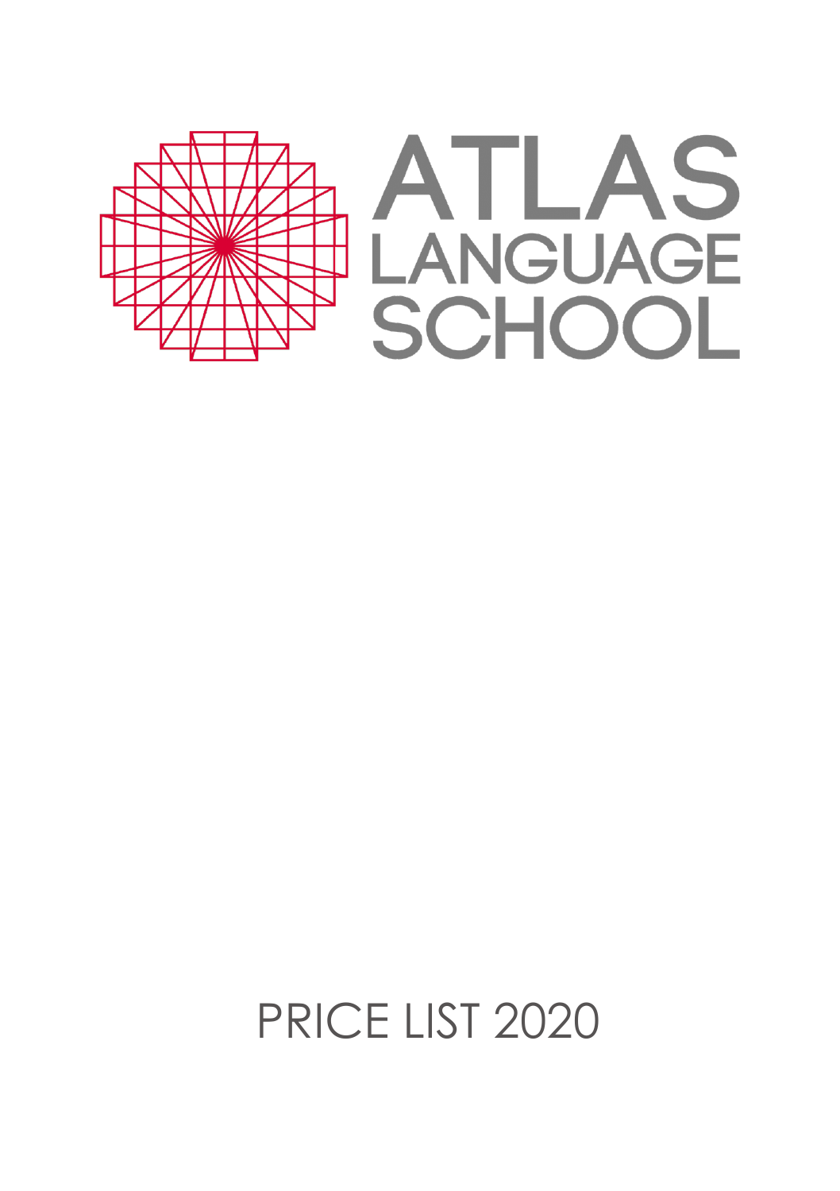# ATLAS LANGUAGE SCHOOL

PRICE LIST 2020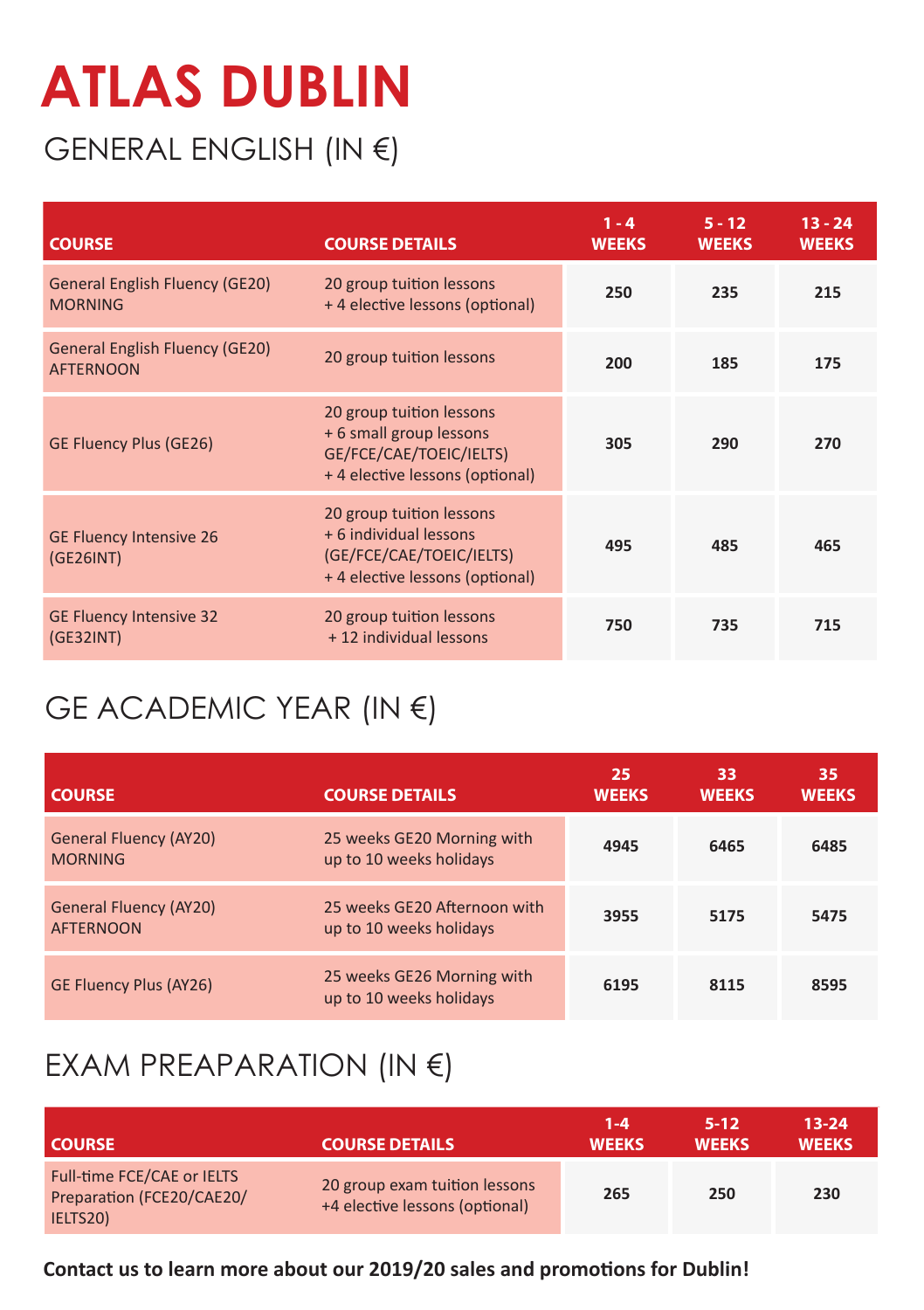# ATLAS DUBLIN

## GENERAL ENGLISH (IN €)

| COURSE | COURSE DETAILS | 1 - 4 WEEKS | 5 - 12 WEEKS | 13 - 24 WEEKS |
|---|---|---|---|---|
| General English Fluency (GE20) MORNING | 20 group tuition lessons + 4 elective lessons (optional) | 250 | 235 | 215 |
| General English Fluency (GE20) AFTERNOON | 20 group tuition lessons | 200 | 185 | 175 |
| GE Fluency Plus (GE26) | 20 group tuition lessons + 6 small group lessons GE/FCE/CAE/TOEIC/IELTS) + 4 elective lessons (optional) | 305 | 290 | 270 |
| GE Fluency Intensive 26 (GE26INT) | 20 group tuition lessons + 6 individual lessons (GE/FCE/CAE/TOEIC/IELTS) + 4 elective lessons (optional) | 495 | 485 | 465 |
| GE Fluency Intensive 32 (GE32INT) | 20 group tuition lessons + 12 individual lessons | 750 | 735 | 715 |

## GE ACADEMIC YEAR (IN €)

| COURSE | COURSE DETAILS | 25 WEEKS | 33 WEEKS | 35 WEEKS |
|---|---|---|---|---|
| General Fluency (AY20) MORNING | 25 weeks GE20 Morning with up to 10 weeks holidays | 4945 | 6465 | 6485 |
| General Fluency (AY20) AFTERNOON | 25 weeks GE20 Afternoon with up to 10 weeks holidays | 3955 | 5175 | 5475 |
| GE Fluency Plus (AY26) | 25 weeks GE26 Morning with up to 10 weeks holidays | 6195 | 8115 | 8595 |

## EXAM PREAPARATION (IN €)

| COURSE | COURSE DETAILS | 1-4 WEEKS | 5-12 WEEKS | 13-24 WEEKS |
|---|---|---|---|---|
| Full-time FCE/CAE or IELTS Preparation (FCE20/CAE20/IELTS20) | 20 group exam tuition lessons +4 elective lessons (optional) | 265 | 250 | 230 |

**Contact us to learn more about our 2019/20 sales and promotions for Dublin!**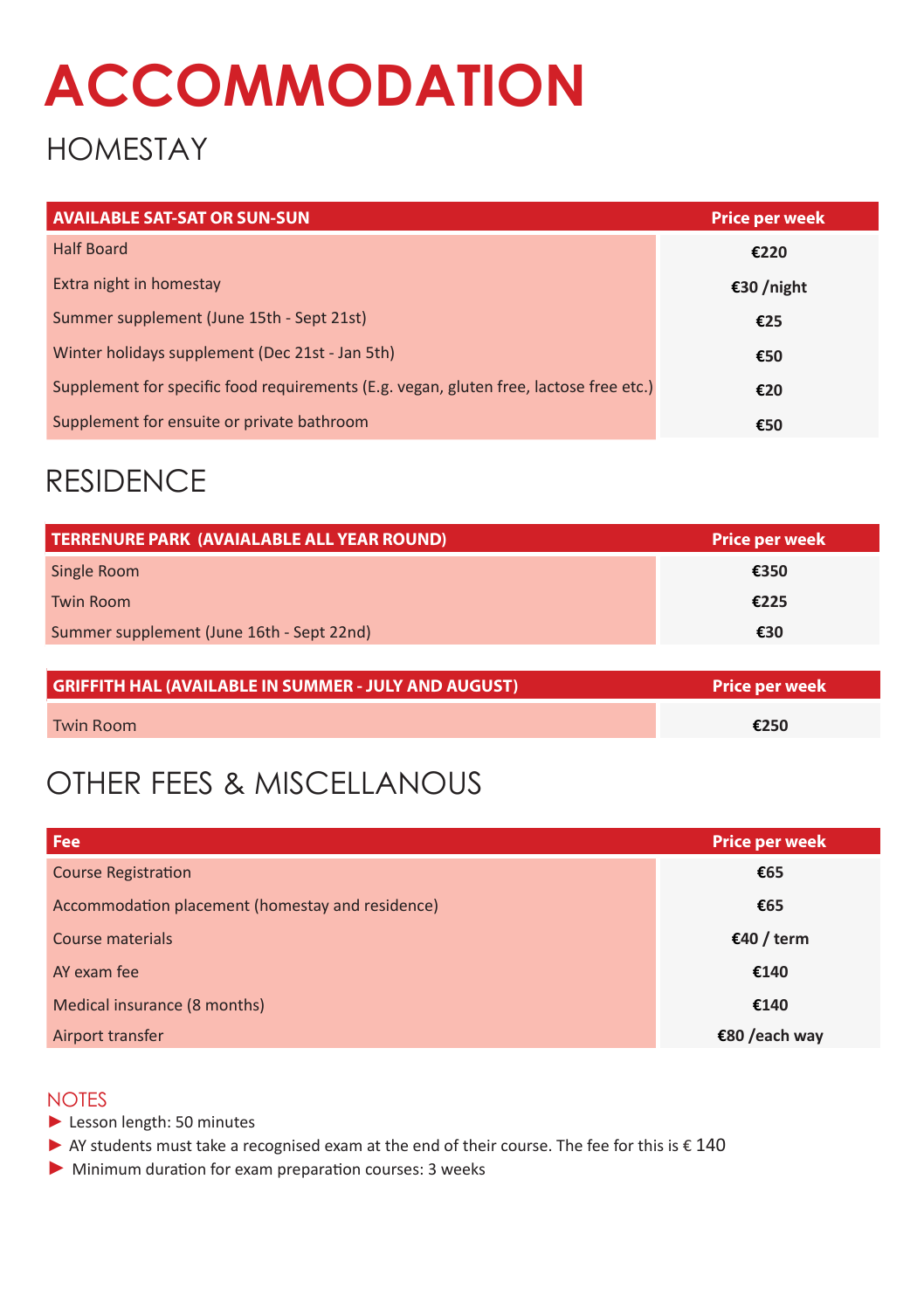# ACCOMMODATION

## HOMESTAY

| AVAILABLE SAT-SAT OR SUN-SUN | Price per week |
|---|---|
| Half Board | €220 |
| Extra night in homestay | €30 /night |
| Summer supplement (June 15th - Sept 21st) | €25 |
| Winter holidays supplement (Dec 21st - Jan 5th) | €50 |
| Supplement for specific food requirements (E.g. vegan, gluten free, lactose free etc.) | €20 |
| Supplement for ensuite or private bathroom | €50 |

## RESIDENCE

| TERRENURE PARK (AVAIALABLE ALL YEAR ROUND) | Price per week |
|---|---|
| Single Room | €350 |
| Twin Room | €225 |
| Summer supplement (June 16th - Sept 22nd) | €30 |

| GRIFFITH HAL (AVAILABLE IN SUMMER - JULY AND AUGUST) | Price per week |
|---|---|
| Twin Room | €250 |

## OTHER FEES & MISCELLANOUS

| Fee | Price per week |
|---|---|
| Course Registration | €65 |
| Accommodation placement (homestay and residence) | €65 |
| Course materials | €40 / term |
| AY exam fee | €140 |
| Medical insurance (8 months) | €140 |
| Airport transfer | €80 /each way |

### NOTES

- Lesson length: 50 minutes
- AY students must take a recognised exam at the end of their course. The fee for this is € 140
- Minimum duration for exam preparation courses: 3 weeks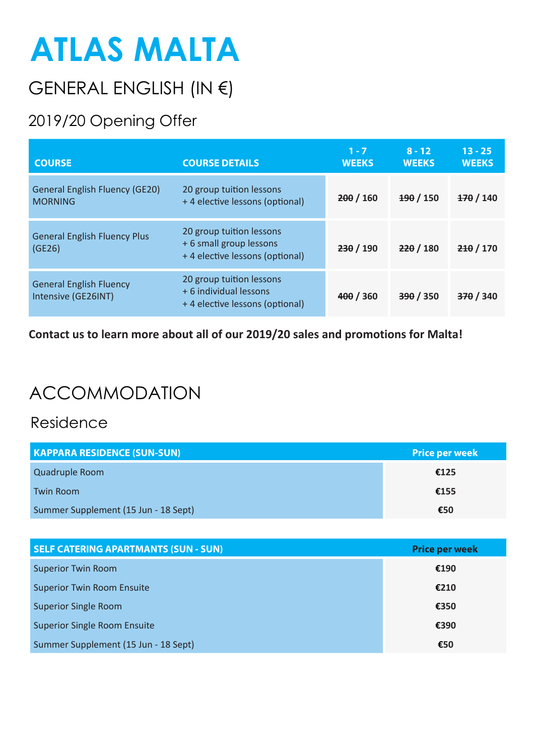# ATLAS MALTA

## GENERAL ENGLISH (IN €)

### 2019/20 Opening Offer

| COURSE | COURSE DETAILS | 1 - 7 WEEKS | 8 - 12 WEEKS | 13 - 25 WEEKS |
|---|---|---|---|---|
| General English Fluency (GE20) MORNING | 20 group tuition lessons<br>+ 4 elective lessons (optional) | ~~200~~ / 160 | ~~190~~ / 150 | ~~170~~ / 140 |
| General English Fluency Plus (GE26) | 20 group tuition lessons<br>+ 6 small group lessons<br>+ 4 elective lessons (optional) | ~~230~~ / 190 | ~~220~~ / 180 | ~~210~~ / 170 |
| General English Fluency Intensive (GE26INT) | 20 group tuition lessons<br>+ 6 individual lessons<br>+ 4 elective lessons (optional) | ~~400~~ / 360 | ~~390~~ / 350 | ~~370~~ / 340 |

**Contact us to learn more about all of our 2019/20 sales and promotions for Malta!**

## ACCOMMODATION

### Residence

| KAPPARA RESIDENCE (SUN-SUN) | Price per week |
|---|---|
| Quadruple Room | **€125** |
| Twin Room | **€155** |
| Summer Supplement (15 Jun - 18 Sept) | **€50** |

| SELF CATERING APARTMANTS (SUN - SUN) | Price per week |
|---|---|
| Superior Twin Room | **€190** |
| Superior Twin Room Ensuite | **€210** |
| Superior Single Room | **€350** |
| Superior Single Room Ensuite | **€390** |
| Summer Supplement (15 Jun - 18 Sept) | **€50** |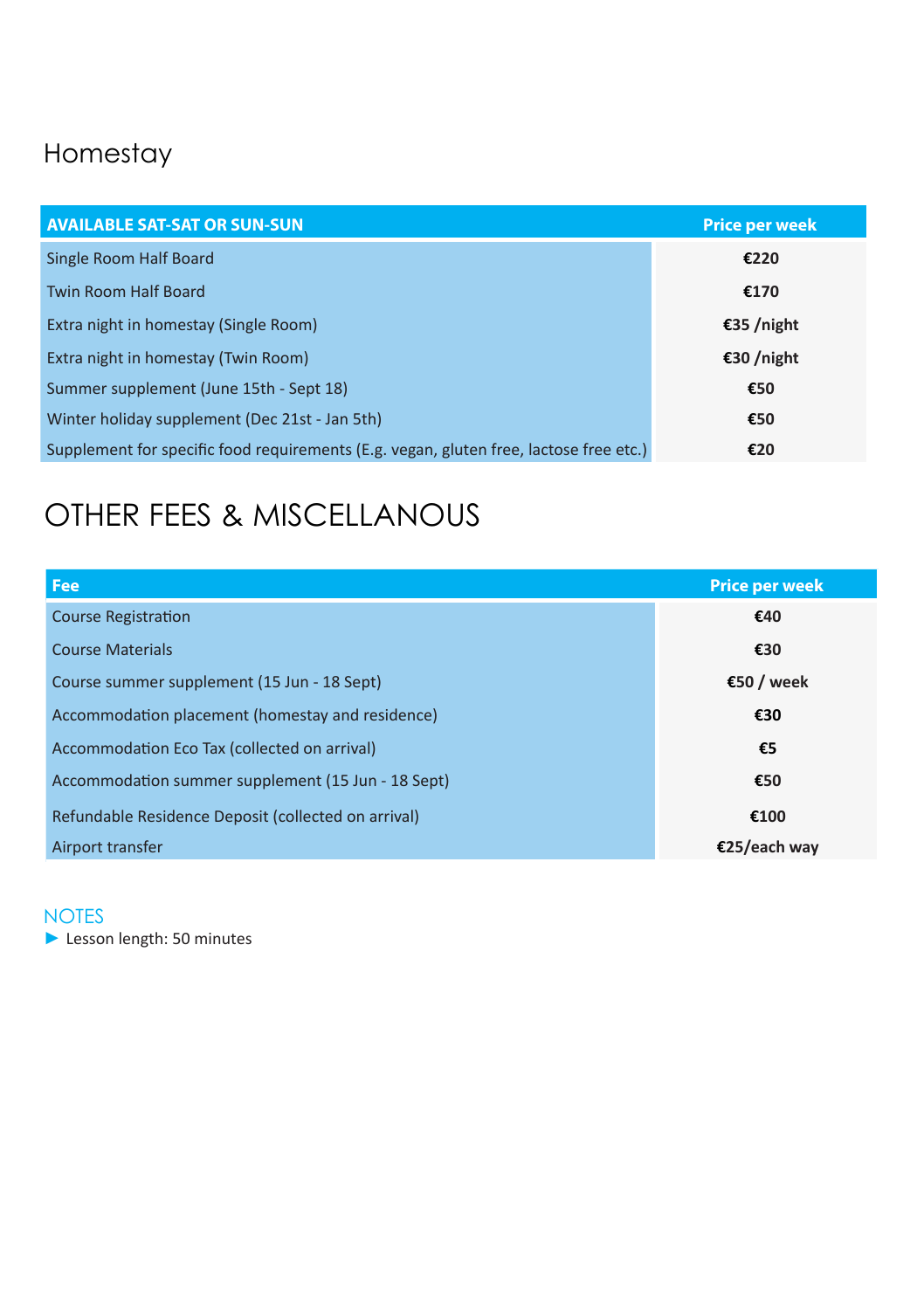## Homestay

| AVAILABLE SAT-SAT OR SUN-SUN | Price per week |
| --- | --- |
| Single Room Half Board | **€220** |
| Twin Room Half Board | **€170** |
| Extra night in homestay (Single Room) | **€35 /night** |
| Extra night in homestay (Twin Room) | **€30 /night** |
| Summer supplement (June 15th - Sept 18) | **€50** |
| Winter holiday supplement (Dec 21st - Jan 5th) | **€50** |
| Supplement for specific food requirements (E.g. vegan, gluten free, lactose free etc.) | **€20** |

# OTHER FEES & MISCELLANOUS

| Fee | Price per week |
| --- | --- |
| Course Registration | **€40** |
| Course Materials | **€30** |
| Course summer supplement (15 Jun - 18 Sept) | **€50 / week** |
| Accommodation placement (homestay and residence) | **€30** |
| Accommodation Eco Tax (collected on arrival) | **€5** |
| Accommodation summer supplement (15 Jun - 18 Sept) | **€50** |
| Refundable Residence Deposit (collected on arrival) | **€100** |
| Airport transfer | **€25/each way** |

### NOTES

- Lesson length: 50 minutes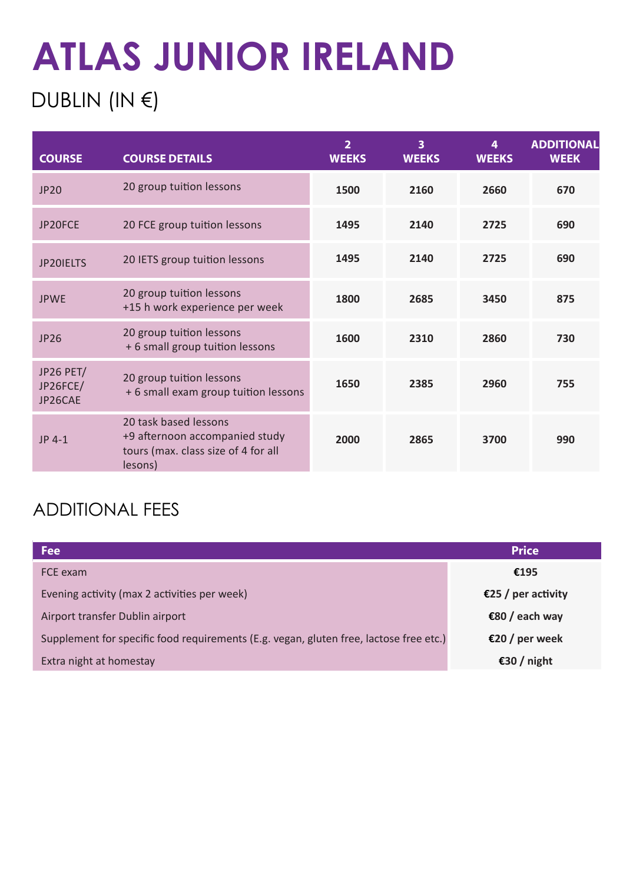# ATLAS JUNIOR IRELAND

## DUBLIN (IN €)

| COURSE | COURSE DETAILS | 2 WEEKS | 3 WEEKS | 4 WEEKS | ADDITIONAL WEEK |
|---|---|---|---|---|---|
| JP20 | 20 group tuition lessons | 1500 | 2160 | 2660 | 670 |
| JP20FCE | 20 FCE group tuition lessons | 1495 | 2140 | 2725 | 690 |
| JP20IELTS | 20 IETS group tuition lessons | 1495 | 2140 | 2725 | 690 |
| JPWE | 20 group tuition lessons +15 h work experience per week | 1800 | 2685 | 3450 | 875 |
| JP26 | 20 group tuition lessons + 6 small group tuition lessons | 1600 | 2310 | 2860 | 730 |
| JP26 PET/ JP26FCE/ JP26CAE | 20 group tuition lessons + 6 small exam group tuition lessons | 1650 | 2385 | 2960 | 755 |
| JP 4-1 | 20 task based lessons +9 afternoon accompanied study tours (max. class size of 4 for all lesons) | 2000 | 2865 | 3700 | 990 |

## ADDITIONAL FEES

| Fee | Price |
|---|---|
| FCE exam | €195 |
| Evening activity (max 2 activities per week) | €25 / per activity |
| Airport transfer Dublin airport | €80 / each way |
| Supplement for specific food requirements (E.g. vegan, gluten free, lactose free etc.) | €20 / per week |
| Extra night at homestay | €30 / night |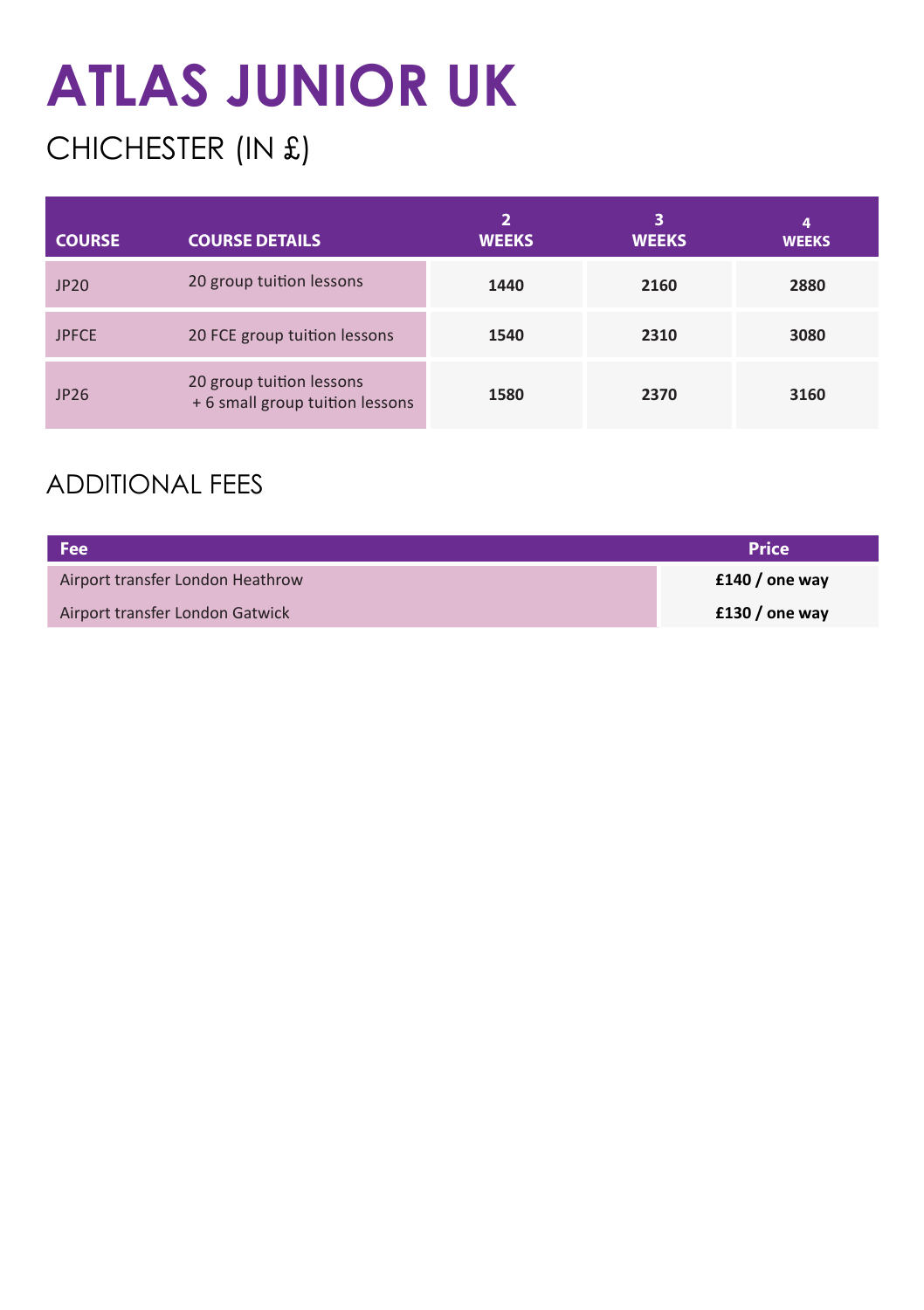# ATLAS JUNIOR UK

## CHICHESTER (IN £)

| COURSE | COURSE DETAILS | 2 WEEKS | 3 WEEKS | 4 WEEKS |
|---|---|---|---|---|
| JP20 | 20 group tuition lessons | 1440 | 2160 | 2880 |
| JPFCE | 20 FCE group tuition lessons | 1540 | 2310 | 3080 |
| JP26 | 20 group tuition lessons + 6 small group tuition lessons | 1580 | 2370 | 3160 |

## ADDITIONAL FEES

| Fee | Price |
|---|---|
| Airport transfer London Heathrow | £140 / one way |
| Airport transfer London Gatwick | £130 / one way |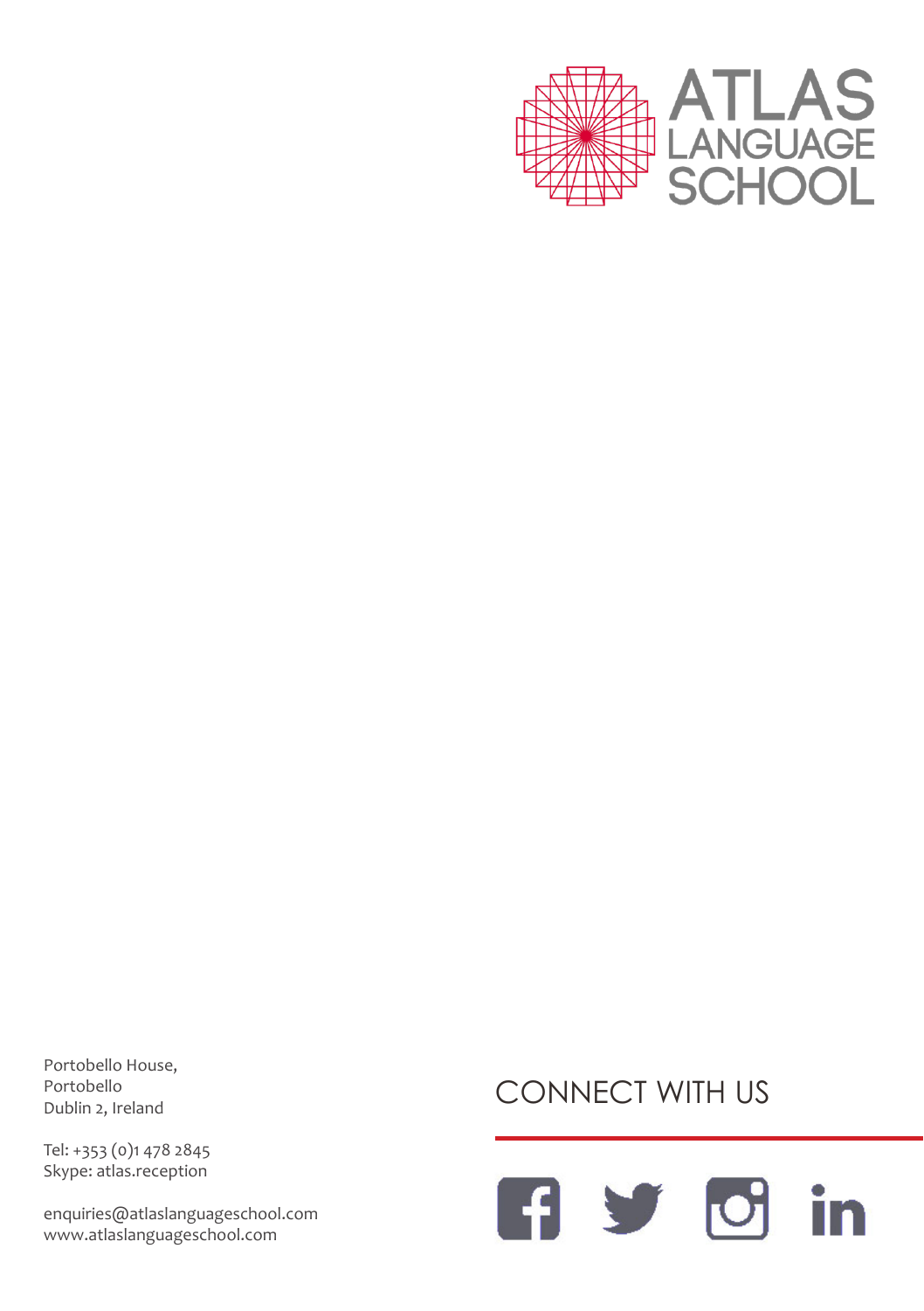ATLAS LANGUAGE SCHOOL

Portobello House,
Portobello
Dublin 2, Ireland

Tel: +353 (0)1 478 2845
Skype: atlas.reception

enquiries@atlaslanguageschool.com
www.atlaslanguageschool.com

CONNECT WITH US